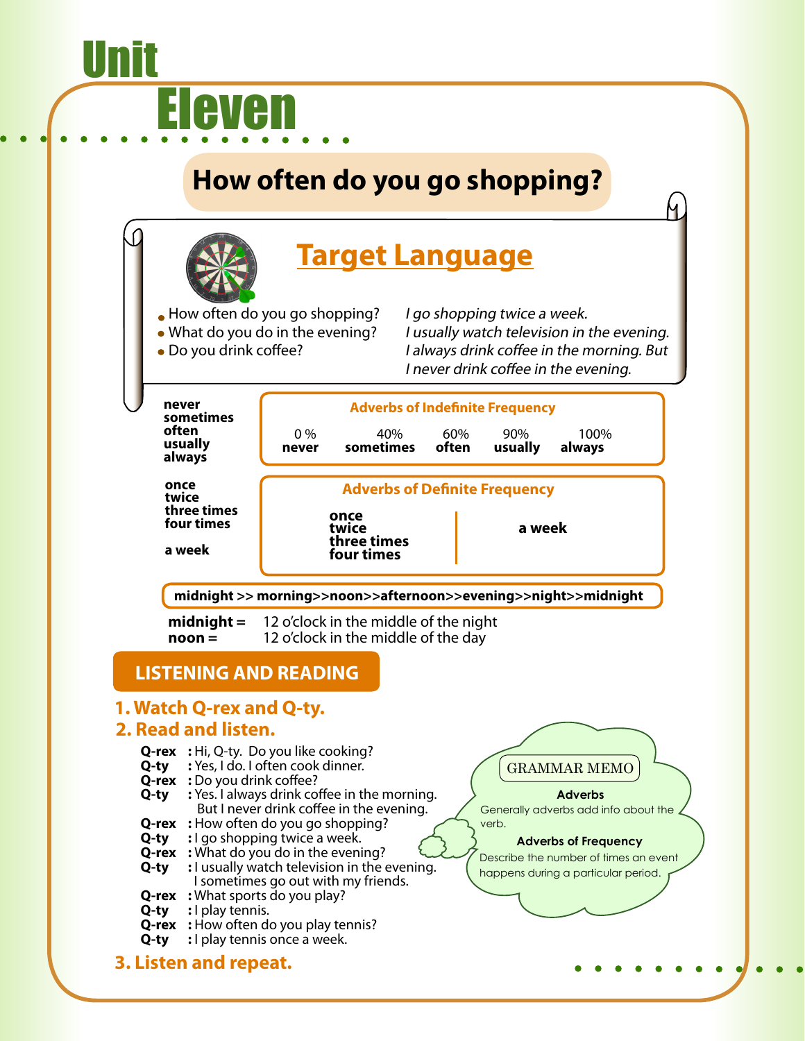# Unit Eleven

## How often do you go shopping?

### Target Language

- How often do you go shopping?
- What do you do in the evening?
- Do you drink coffee?

*I go shopping twice a week.*
*I usually watch television in the evening.*
*I always drink coffee in the morning. But I never drink coffee in the evening.*

**never**
**sometimes**
**often**
**usually**
**always**

**Adverbs of Indefinite Frequency**

| 0 % | 40% | 60% | 90% | 100% |
|---|---|---|---|---|
| **never** | **sometimes** | **often** | **usually** | **always** |

**once**
**twice**
**three times**
**four times**

**a week**

**Adverbs of Definite Frequency**

| | |
|---|---|
| **once** / **twice** / **three times** / **four times** | **a week** |

**midnight >> morning>>noon>>afternoon>>evening>>night>>midnight**

**midnight =** 12 o'clock in the middle of the night
**noon =** 12 o'clock in the middle of the day

## LISTENING AND READING

### 1. Watch Q-rex and Q-ty.

### 2. Read and listen.

**Q-rex** : Hi, Q-ty. Do you like cooking?
**Q-ty** : Yes, I do. I often cook dinner.
**Q-rex** : Do you drink coffee?
**Q-ty** : Yes. I always drink coffee in the morning. But I never drink coffee in the evening.
**Q-rex** : How often do you go shopping?
**Q-ty** : I go shopping twice a week.
**Q-rex** : What do you do in the evening?
**Q-ty** : I usually watch television in the evening. I sometimes go out with my friends.
**Q-rex** : What sports do you play?
**Q-ty** : I play tennis.
**Q-rex** : How often do you play tennis?
**Q-ty** : I play tennis once a week.

> GRAMMAR MEMO
>
> **Adverbs**
> Generally adverbs add info about the verb.
>
> **Adverbs of Frequency**
> Describe the number of times an event happens during a particular period.

### 3. Listen and repeat.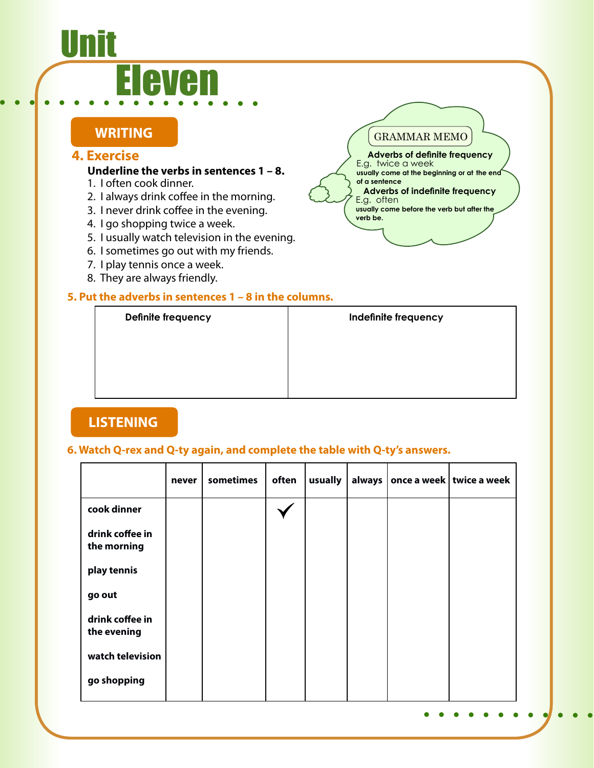# Unit Eleven

## WRITING

### 4. Exercise

**Underline the verbs in sentences 1 – 8.**

1. I often cook dinner.
2. I always drink coffee in the morning.
3. I never drink coffee in the evening.
4. I go shopping twice a week.
5. I usually watch television in the evening.
6. I sometimes go out with my friends.
7. I play tennis once a week.
8. They are always friendly.

> **GRAMMAR MEMO**
>
> **Adverbs of definite frequency**
> E.g. twice a week
> usually come at the beginning or at the end of a sentence
>
> **Adverbs of indefinite frequency**
> E.g. often
> usually come before the verb but after the verb be.

### 5. Put the adverbs in sentences 1 – 8 in the columns.

| Definite frequency | Indefinite frequency |
|---|---|
| | |

## LISTENING

### 6. Watch Q-rex and Q-ty again, and complete the table with Q-ty's answers.

| | never | sometimes | often | usually | always | once a week | twice a week |
|---|---|---|---|---|---|---|---|
| cook dinner | | | ✓ | | | | |
| drink coffee in the morning | | | | | | | |
| play tennis | | | | | | | |
| go out | | | | | | | |
| drink coffee in the evening | | | | | | | |
| watch television | | | | | | | |
| go shopping | | | | | | | |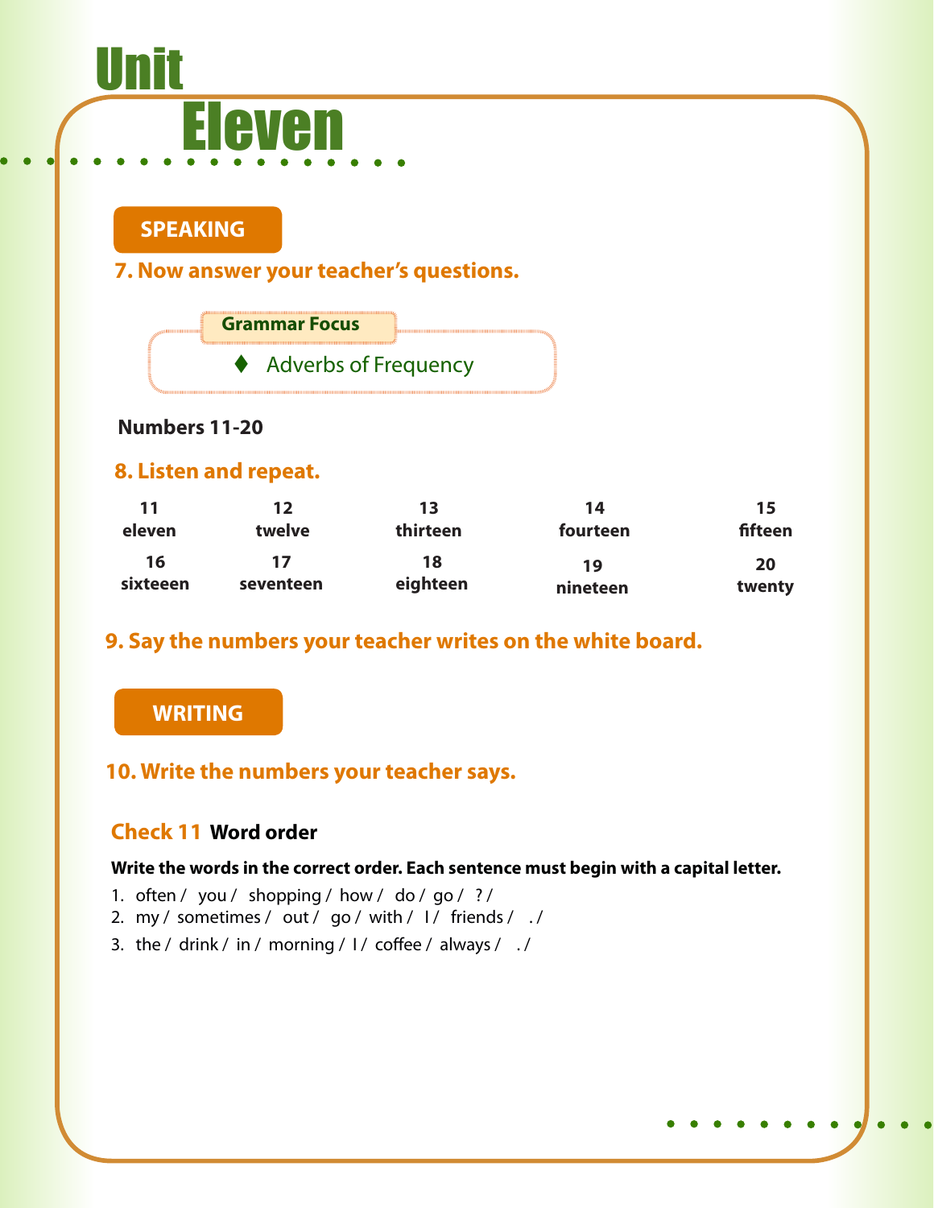# Unit Eleven

## SPEAKING

### 7. Now answer your teacher's questions.

**Grammar Focus**

- Adverbs of Frequency

**Numbers 11-20**

### 8. Listen and repeat.

| 11 | 12 | 13 | 14 | 15 |
|---|---|---|---|---|
| eleven | twelve | thirteen | fourteen | fifteen |
| **16** | **17** | **18** | **19** | **20** |
| sixteeen | seventeen | eighteen | nineteen | twenty |

### 9. Say the numbers your teacher writes on the white board.

## WRITING

### 10. Write the numbers your teacher says.

**Check 11 Word order**

**Write the words in the correct order. Each sentence must begin with a capital letter.**

1. often / you / shopping / how / do / go / ? /
2. my / sometimes / out / go / with / I / friends / . /
3. the / drink / in / morning / I / coffee / always / . /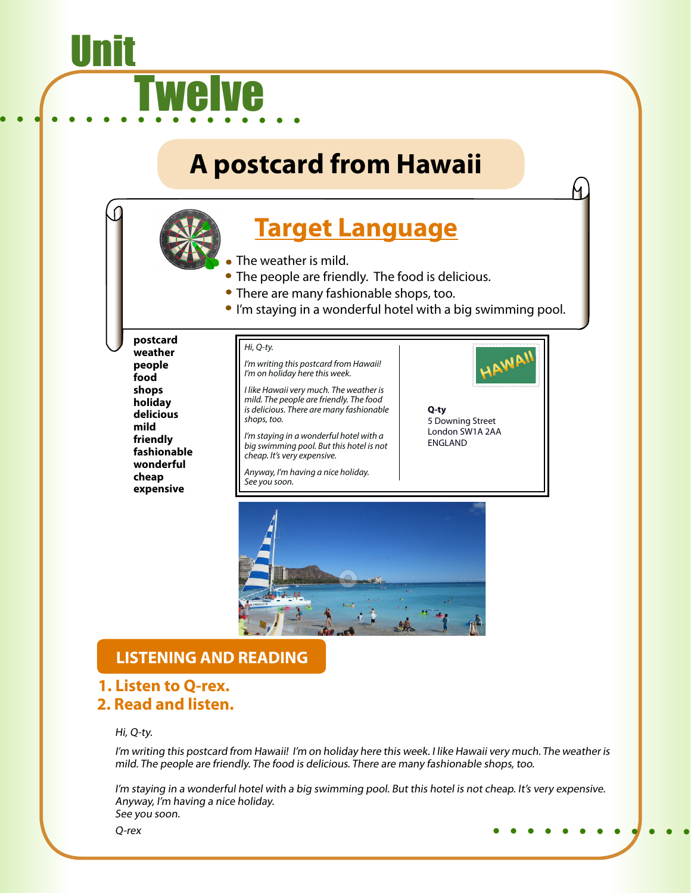# Unit Twelve

## A postcard from Hawaii

### Target Language

- The weather is mild.
- The people are friendly. The food is delicious.
- There are many fashionable shops, too.
- I'm staying in a wonderful hotel with a big swimming pool.

**postcard**
**weather**
**people**
**food**
**shops**
**holiday**
**delicious**
**mild**
**friendly**
**fashionable**
**wonderful**
**cheap**
**expensive**

*Hi, Q-ty.*

*I'm writing this postcard from Hawaii! I'm on holiday here this week.*

*I like Hawaii very much. The weather is mild. The people are friendly. The food is delicious. There are many fashionable shops, too.*

*I'm staying in a wonderful hotel with a big swimming pool. But this hotel is not cheap. It's very expensive.*

*Anyway, I'm having a nice holiday. See you soon.*

HAWAII

**Q-ty**
5 Downing Street
London SW1A 2AA
ENGLAND

## LISTENING AND READING

### 1. Listen to Q-rex.
### 2. Read and listen.

*Hi, Q-ty.*

*I'm writing this postcard from Hawaii! I'm on holiday here this week. I like Hawaii very much. The weather is mild. The people are friendly. The food is delicious. There are many fashionable shops, too.*

*I'm staying in a wonderful hotel with a big swimming pool. But this hotel is not cheap. It's very expensive.*
*Anyway, I'm having a nice holiday.*
*See you soon.*

*Q-rex*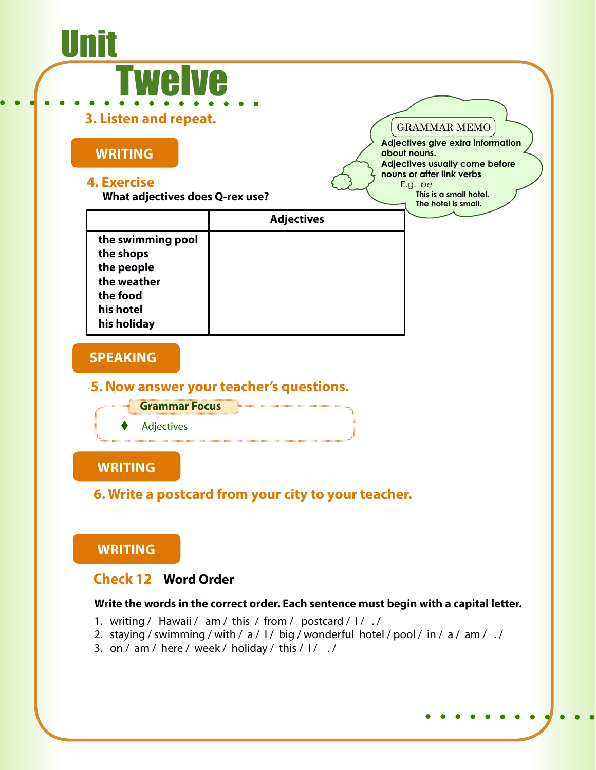# Unit Twelve

### 3. Listen and repeat.

## WRITING

### 4. Exercise

**What adjectives does Q-rex use?**

| | Adjectives |
|---|---|
| the swimming pool<br>the shops<br>the people<br>the weather<br>the food<br>his hotel<br>his holiday | |

**GRAMMAR MEMO**

**Adjectives give extra information about nouns.**
**Adjectives usually come before nouns or after link verbs**

E.g. *be*

**This is a <u>small</u> hotel.**
**The hotel is <u>small.</u>**

## SPEAKING

### 5. Now answer your teacher's questions.

**Grammar Focus**

- Adjectives

## WRITING

### 6. Write a postcard from your city to your teacher.

## WRITING

### Check 12 **Word Order**

**Write the words in the correct order. Each sentence must begin with a capital letter.**

1. writing / Hawaii / am / this / from / postcard / I / . /
2. staying / swimming / with / a / I / big / wonderful hotel / pool / in / a / am / . /
3. on / am / here / week / holiday / this / I / . /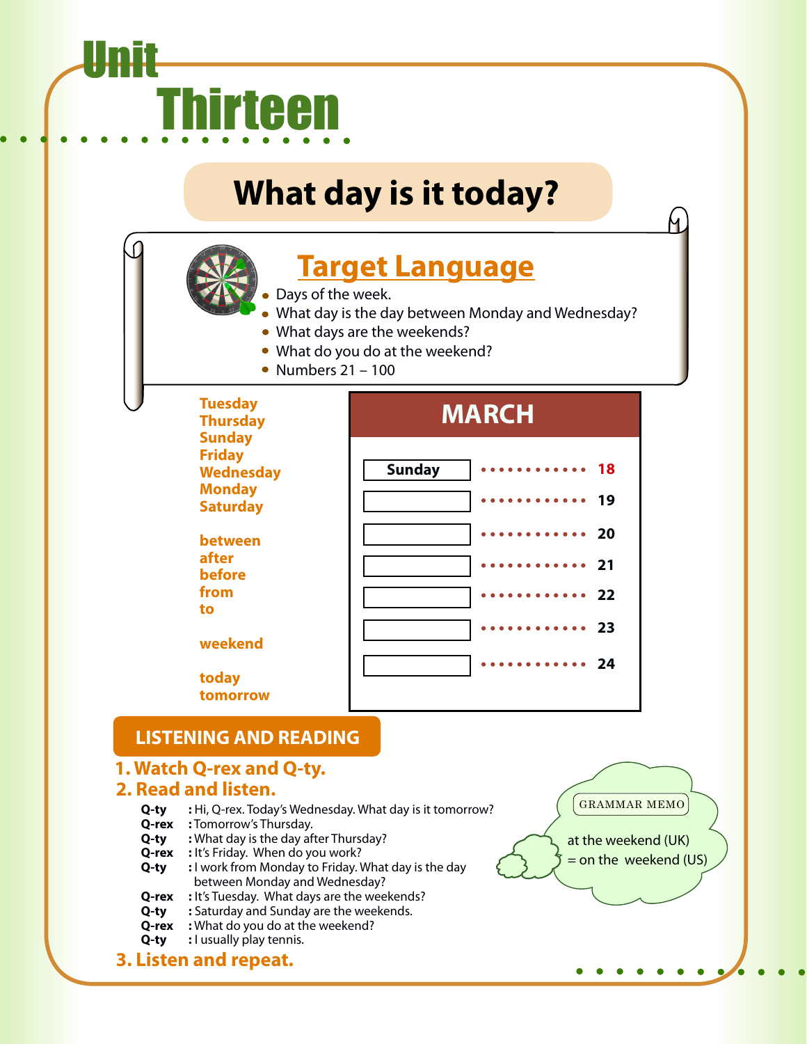# Unit Thirteen

## What day is it today?

### Target Language

- Days of the week.
- What day is the day between Monday and Wednesday?
- What days are the weekends?
- What do you do at the weekend?
- Numbers 21 – 100

Tuesday
Thursday
Sunday
Friday
Wednesday
Monday
Saturday

between
after
before
from
to

weekend

today
tomorrow

| MARCH | |
|---|---|
| Sunday | 18 |
| | 19 |
| | 20 |
| | 21 |
| | 22 |
| | 23 |
| | 24 |

## LISTENING AND READING

### 1. Watch Q-rex and Q-ty.

### 2. Read and listen.

**Q-ty** : Hi, Q-rex. Today's Wednesday. What day is it tomorrow?
**Q-rex** : Tomorrow's Thursday.
**Q-ty** : What day is the day after Thursday?
**Q-rex** : It's Friday. When do you work?
**Q-ty** : I work from Monday to Friday. What day is the day between Monday and Wednesday?
**Q-rex** : It's Tuesday. What days are the weekends?
**Q-ty** : Saturday and Sunday are the weekends.
**Q-rex** : What do you do at the weekend?
**Q-ty** : I usually play tennis.

GRAMMAR MEMO

at the weekend (UK)
= on the weekend (US)

### 3. Listen and repeat.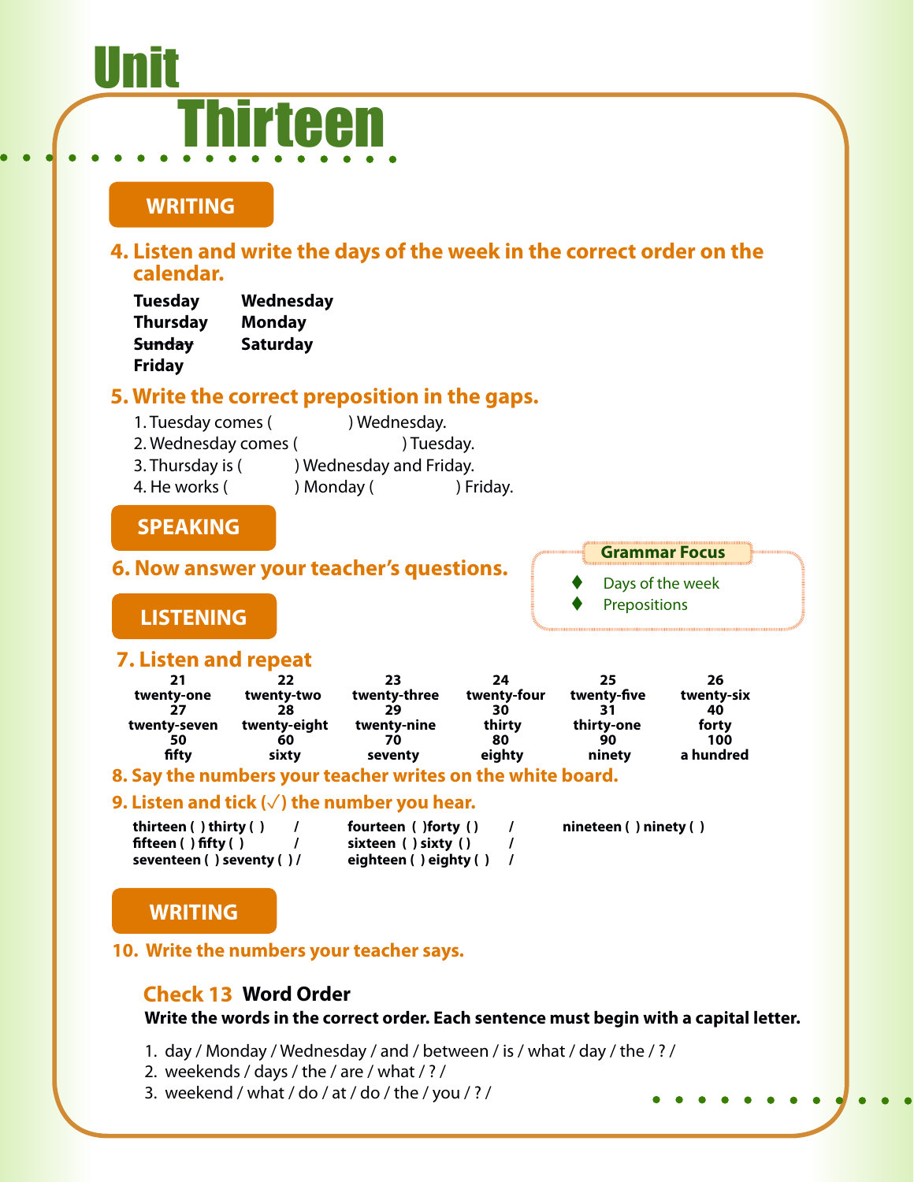# Unit Thirteen

## WRITING

### 4. Listen and write the days of the week in the correct order on the calendar.

| | |
|---|---|
| **Tuesday** | **Wednesday** |
| **Thursday** | **Monday** |
| ~~**Sunday**~~ | **Saturday** |
| **Friday** | |

### 5. Write the correct preposition in the gaps.

1. Tuesday comes (                ) Wednesday.
2. Wednesday comes (                    ) Tuesday.
3. Thursday is (          ) Wednesday and Friday.
4. He works (              ) Monday (                  ) Friday.

## SPEAKING

### 6. Now answer your teacher's questions.

**Grammar Focus**

- Days of the week
- Prepositions

## LISTENING

### 7. Listen and repeat

| | | | | | |
|---|---|---|---|---|---|
| **21** twenty-one | **22** twenty-two | **23** twenty-three | **24** twenty-four | **25** twenty-five | **26** twenty-six |
| **27** twenty-seven | **28** twenty-eight | **29** twenty-nine | **30** thirty | **31** thirty-one | **40** forty |
| **50** fifty | **60** sixty | **70** seventy | **80** eighty | **90** ninety | **100** a hundred |

### 8. Say the numbers your teacher writes on the white board.

### 9. Listen and tick (√) the number you hear.

**thirteen ( ) thirty ( )  /  fourteen ( )forty ( )  /  nineteen ( ) ninety ( )**
**fifteen ( ) fifty ( )  /  sixteen ( ) sixty ( )  /**
**seventeen ( ) seventy ( ) /  eighteen ( ) eighty ( )  /**

## WRITING

### 10. Write the numbers your teacher says.

### Check 13 Word Order

**Write the words in the correct order. Each sentence must begin with a capital letter.**

1. day / Monday / Wednesday / and / between / is / what / day / the / ? /
2. weekends / days / the / are / what / ? /
3. weekend / what / do / at / do / the / you / ? /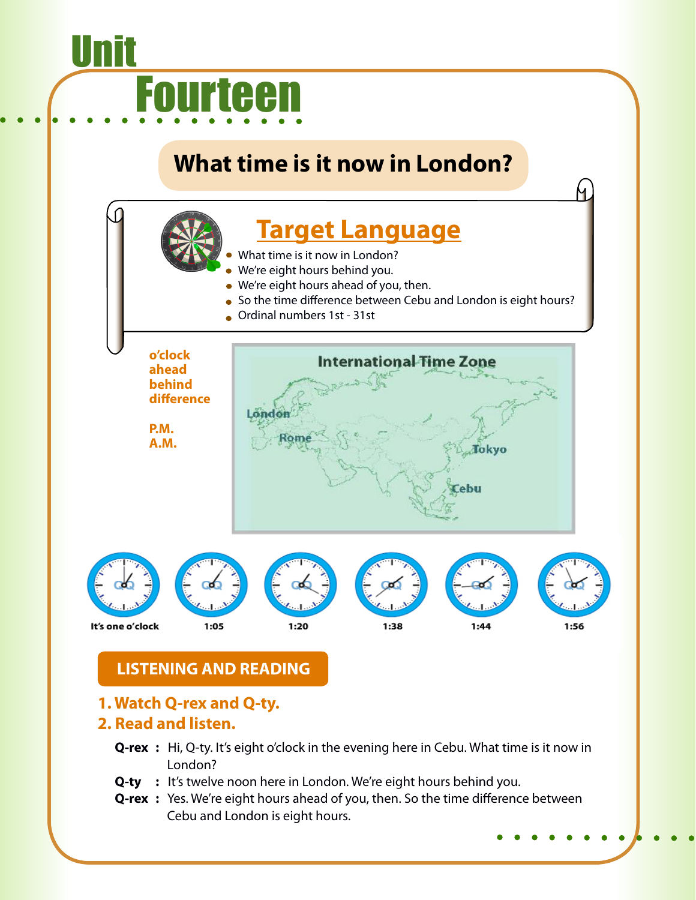# Unit Fourteen

## What time is it now in London?

### Target Language

- What time is it now in London?
- We're eight hours behind you.
- We're eight hours ahead of you, then.
- So the time difference between Cebu and London is eight hours?
- Ordinal numbers 1st - 31st

**o'clock**
**ahead**
**behind**
**difference**

**P.M.**
**A.M.**

International Time Zone

London
Rome
Tokyo
Cebu

It's one o'clock | 1:05 | 1:20 | 1:38 | 1:44 | 1:56

## LISTENING AND READING

### 1. Watch Q-rex and Q-ty.
### 2. Read and listen.

**Q-rex :** Hi, Q-ty. It's eight o'clock in the evening here in Cebu. What time is it now in London?

**Q-ty :** It's twelve noon here in London. We're eight hours behind you.

**Q-rex :** Yes. We're eight hours ahead of you, then. So the time difference between Cebu and London is eight hours.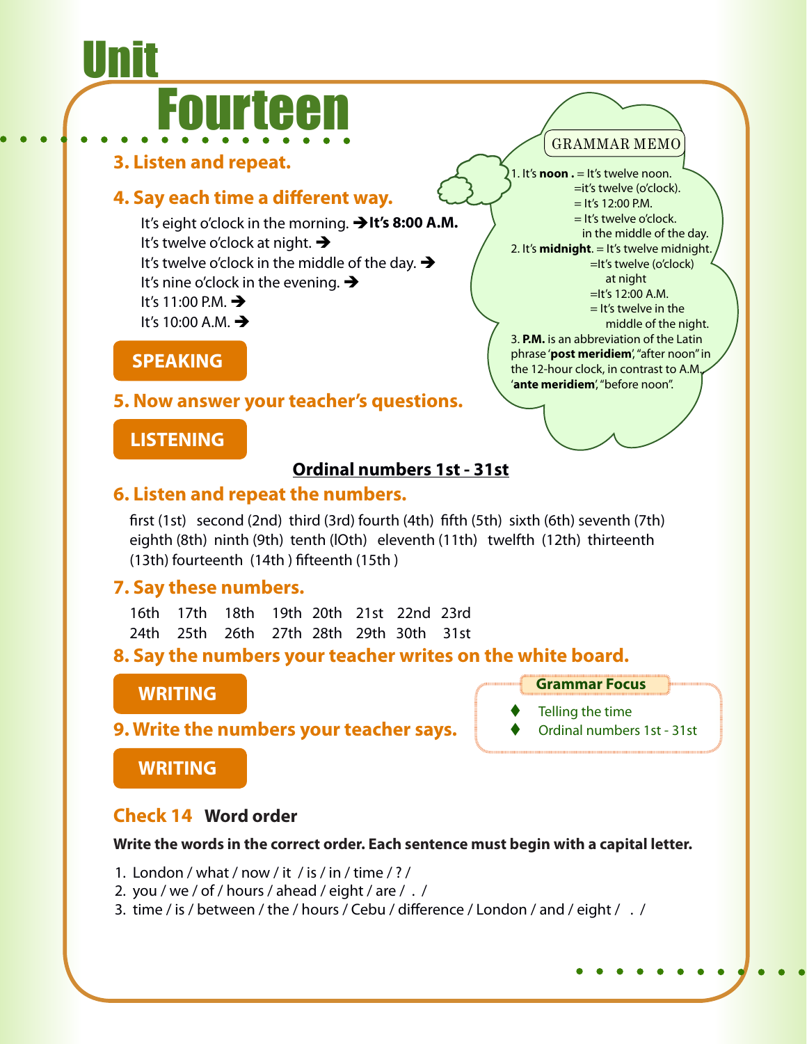# Unit Fourteen

### 3. Listen and repeat.

### 4. Say each time a different way.

It's eight o'clock in the morning. ➔ **It's 8:00 A.M.**
It's twelve o'clock at night. ➔
It's twelve o'clock in the middle of the day. ➔
It's nine o'clock in the evening. ➔
It's 11:00 P.M. ➔
It's 10:00 A.M. ➔

**GRAMMAR MEMO**

1. It's **noon .** = It's twelve noon.
   =it's twelve (o'clock).
   = It's 12:00 P.M.
   = It's twelve o'clock.
   in the middle of the day.
2. It's **midnight**. = It's twelve midnight.
   =It's twelve (o'clock)
   at night
   =It's 12:00 A.M.
   = It's twelve in the
   middle of the night.
3. **P.M.** is an abbreviation of the Latin phrase '**post meridiem**', "after noon" in the 12-hour clock, in contrast to A.M. '**ante meridiem**', "before noon".

## SPEAKING

### 5. Now answer your teacher's questions.

## LISTENING

**Ordinal numbers 1st - 31st**

### 6. Listen and repeat the numbers.

first (1st) second (2nd) third (3rd) fourth (4th) fifth (5th) sixth (6th) seventh (7th) eighth (8th) ninth (9th) tenth (lOth) eleventh (11th) twelfth (12th) thirteenth (13th) fourteenth (14th ) fifteenth (15th )

### 7. Say these numbers.

16th 17th 18th 19th 20th 21st 22nd 23rd
24th 25th 26th 27th 28th 29th 30th 31st

### 8. Say the numbers your teacher writes on the white board.

## WRITING

### 9. Write the numbers your teacher says.

**Grammar Focus**

- Telling the time
- Ordinal numbers 1st - 31st

## WRITING

### Check 14 Word order

**Write the words in the correct order. Each sentence must begin with a capital letter.**

1. London / what / now / it / is / in / time / ? /
2. you / we / of / hours / ahead / eight / are / . /
3. time / is / between / the / hours / Cebu / difference / London / and / eight / . /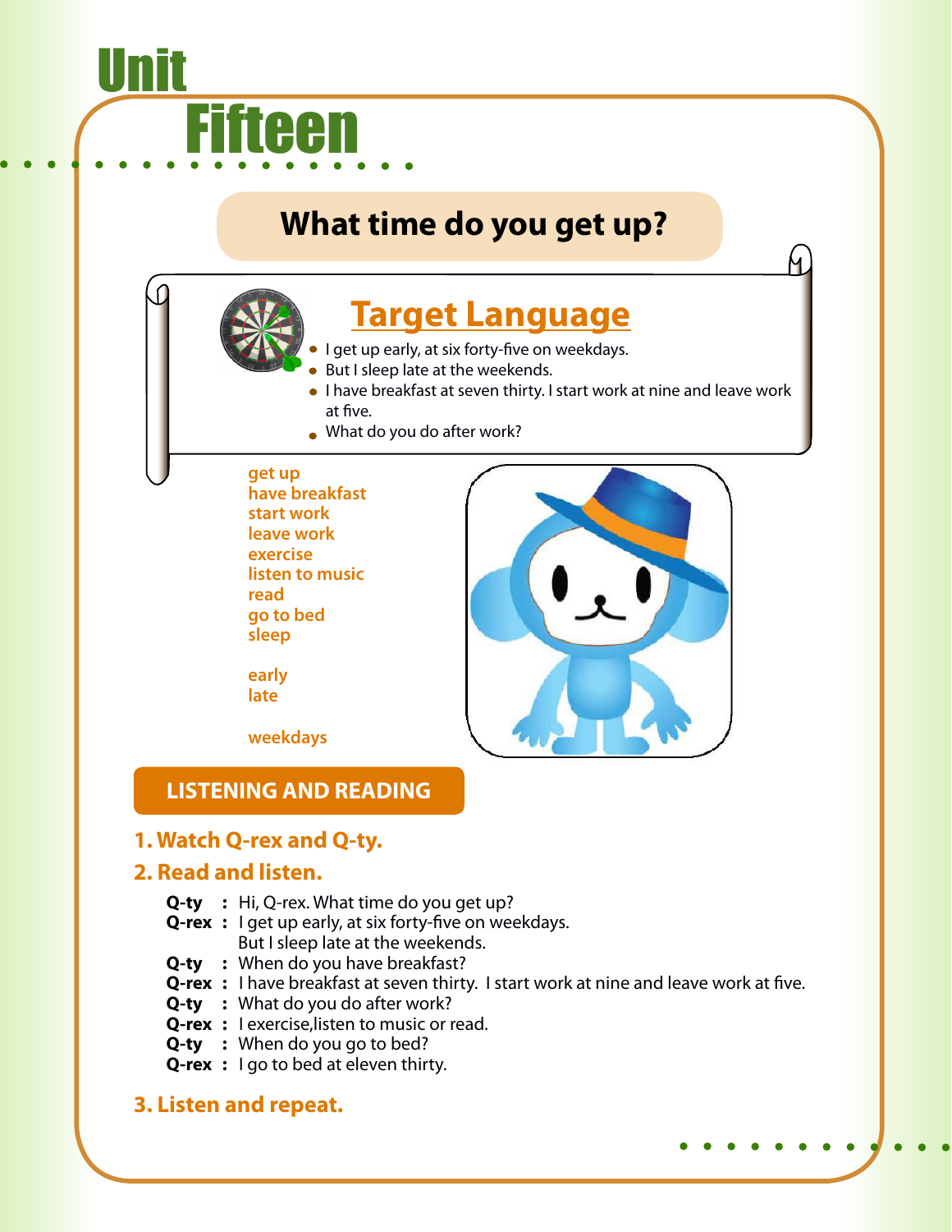# Unit Fifteen

## What time do you get up?

### Target Language

- I get up early, at six forty-five on weekdays.
- But I sleep late at the weekends.
- I have breakfast at seven thirty. I start work at nine and leave work at five.
- What do you do after work?

get up
have breakfast
start work
leave work
exercise
listen to music
read
go to bed
sleep

early
late

weekdays

## LISTENING AND READING

### 1. Watch Q-rex and Q-ty.

### 2. Read and listen.

**Q-ty :** Hi, Q-rex. What time do you get up?
**Q-rex :** I get up early, at six forty-five on weekdays.
But I sleep late at the weekends.
**Q-ty :** When do you have breakfast?
**Q-rex :** I have breakfast at seven thirty. I start work at nine and leave work at five.
**Q-ty :** What do you do after work?
**Q-rex :** I exercise,listen to music or read.
**Q-ty :** When do you go to bed?
**Q-rex :** I go to bed at eleven thirty.

### 3. Listen and repeat.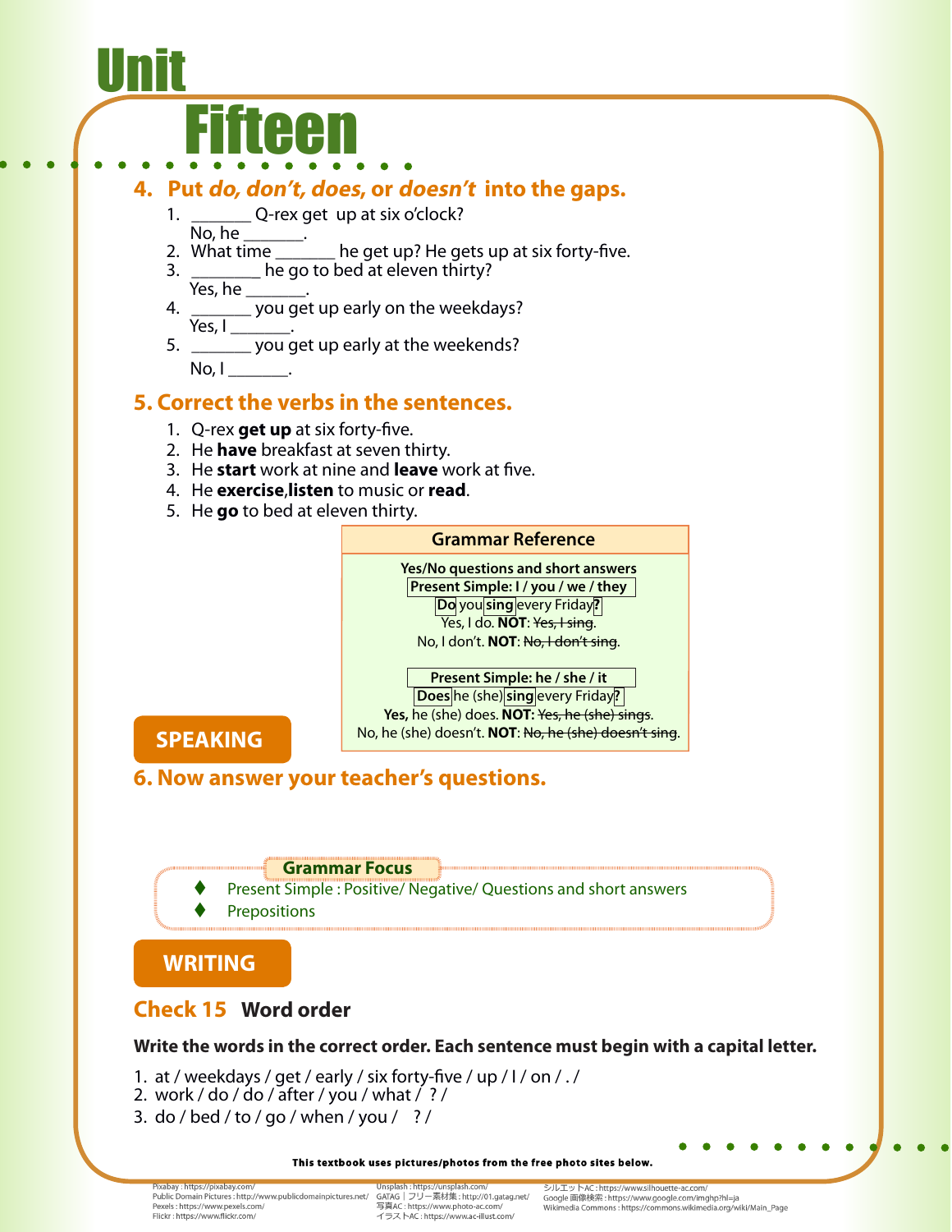# Unit Fifteen

## 4. Put *do, don't, does,* or *doesn't* into the gaps.

1. _______ Q-rex get up at six o'clock?
   No, he _______.
2. What time _______ he get up? He gets up at six forty-five.
3. ________ he go to bed at eleven thirty?
   Yes, he _______.
4. _______ you get up early on the weekdays?
   Yes, I _______.
5. _______ you get up early at the weekends?
   No, I _______.

## 5. Correct the verbs in the sentences.

1. Q-rex **get up** at six forty-five.
2. He **have** breakfast at seven thirty.
3. He **start** work at nine and **leave** work at five.
4. He **exercise**,**listen** to music or **read**.
5. He **go** to bed at eleven thirty.

**Grammar Reference**

**Yes/No questions and short answers**

**Present Simple: I / you / we / they**

**Do** you **sing** every Friday**?**

Yes, I do. **NOT**: ~~Yes, I sing~~.

No, I don't. **NOT**: ~~No, I don't sing~~.

**Present Simple: he / she / it**

**Does** he (she) **sing** every Friday**?**

**Yes,** he (she) does. **NOT:** ~~Yes, he (she) sings~~.

No, he (she) doesn't. **NOT**: ~~No, he (she) doesn't sing~~.

## SPEAKING

## 6. Now answer your teacher's questions.

**Grammar Focus**

- Present Simple : Positive/ Negative/ Questions and short answers
- Prepositions

## WRITING

## Check 15 Word order

**Write the words in the correct order. Each sentence must begin with a capital letter.**

1. at / weekdays / get / early / six forty-five / up / I / on / . /
2. work / do / do / after / you / what / ? /
3. do / bed / to / go / when / you / ? /

**This textbook uses pictures/photos from the free photo sites below.**

Pixabay : https://pixabay.com/
Public Domain Pictures : http://www.publicdomainpictures.net/
Pexels : https://www.pexels.com/
Flickr : https://www.flickr.com/
Unsplash : https://unsplash.com/
GATAG｜フリー素材集 : http://01.gatag.net/
写真AC : https://www.photo-ac.com/
イラストAC : https://www.ac-illust.com/
シルエットAC : https://www.silhouette-ac.com/
Google 画像検索 : https://www.google.com/imghp?hl=ja
Wikimedia Commons : https://commons.wikimedia.org/wiki/Main_Page